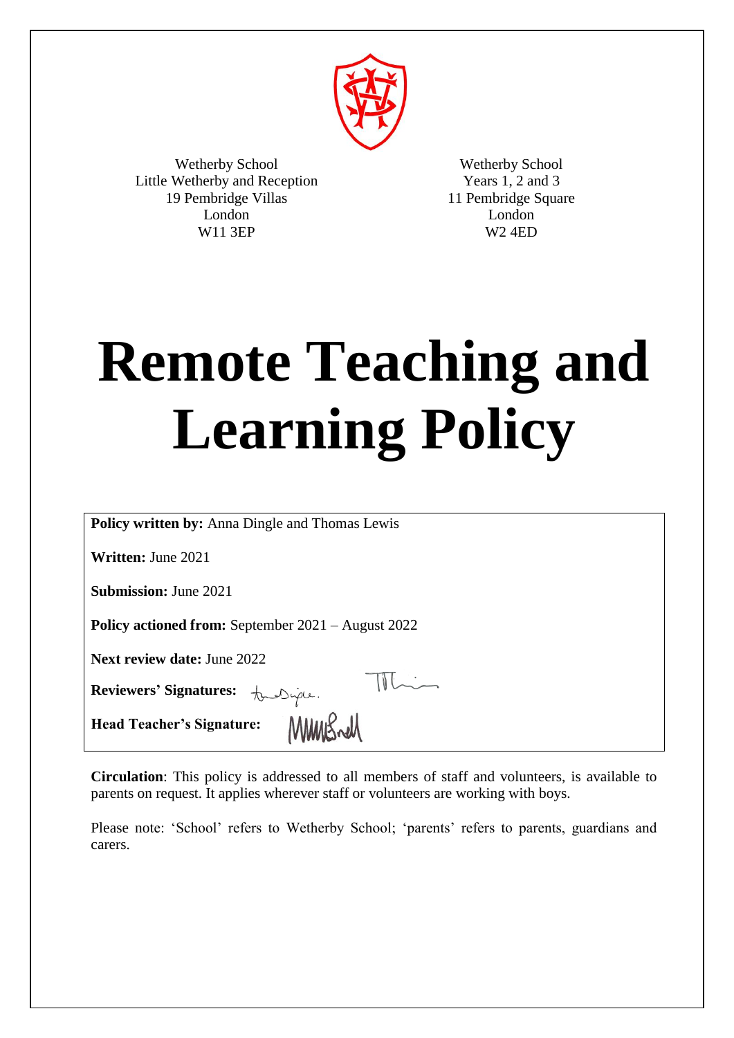Wetherby School
Little Wetherby and Reception
19 Pembridge Villas
London
W11 3EP

Wetherby School
Years 1, 2 and 3
11 Pembridge Square
London
W2 4ED

# Remote Teaching and Learning Policy

**Policy written by:** Anna Dingle and Thomas Lewis

**Written:** June 2021

**Submission:** June 2021

**Policy actioned from:** September 2021 – August 2022

**Next review date:** June 2022

**Reviewers' Signatures:**

**Head Teacher's Signature:**

**Circulation**: This policy is addressed to all members of staff and volunteers, is available to parents on request. It applies wherever staff or volunteers are working with boys.

Please note: 'School' refers to Wetherby School; 'parents' refers to parents, guardians and carers.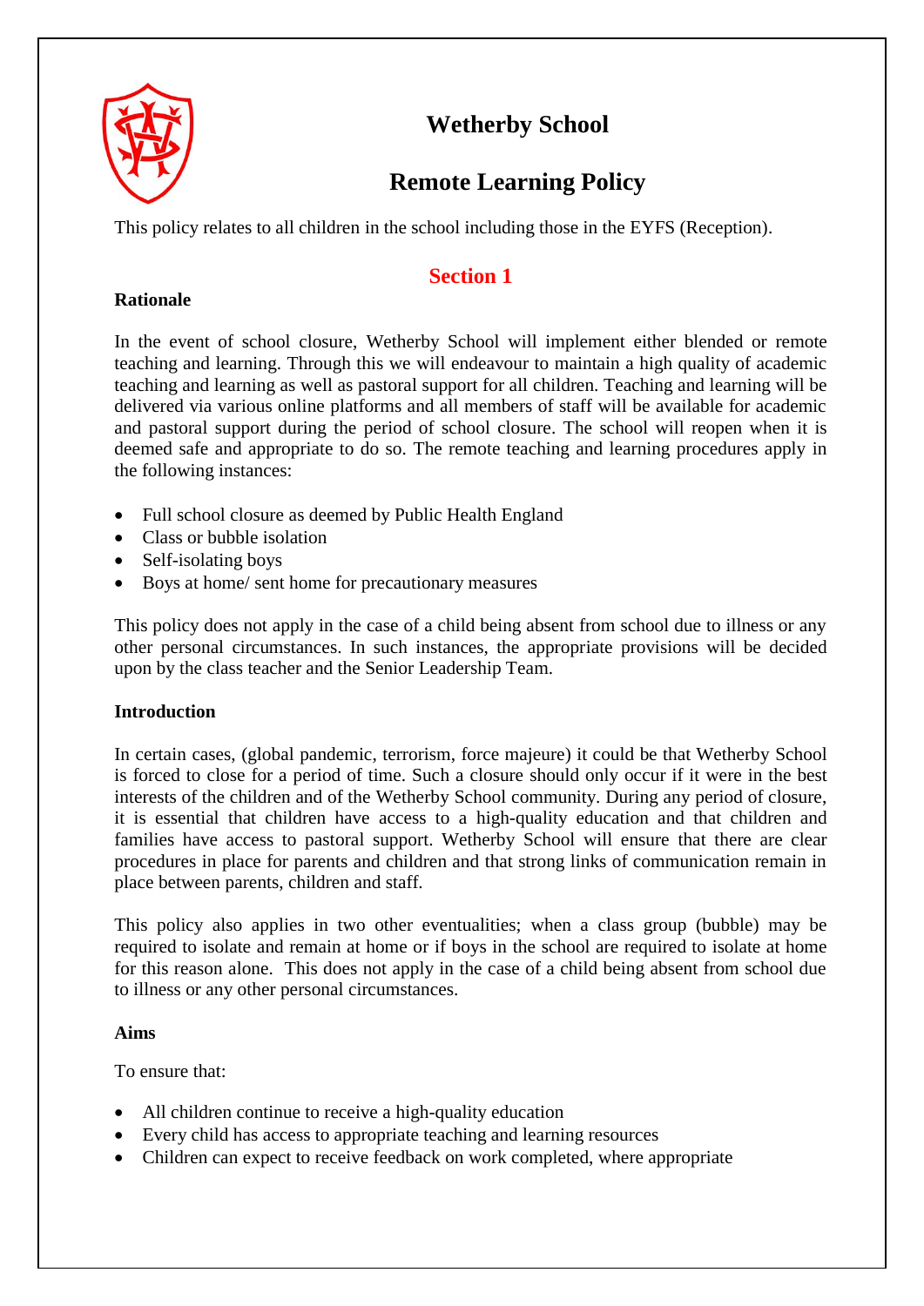# Wetherby School

## Remote Learning Policy

This policy relates to all children in the school including those in the EYFS (Reception).

## Section 1

**Rationale**

In the event of school closure, Wetherby School will implement either blended or remote teaching and learning. Through this we will endeavour to maintain a high quality of academic teaching and learning as well as pastoral support for all children. Teaching and learning will be delivered via various online platforms and all members of staff will be available for academic and pastoral support during the period of school closure. The school will reopen when it is deemed safe and appropriate to do so. The remote teaching and learning procedures apply in the following instances:

- Full school closure as deemed by Public Health England
- Class or bubble isolation
- Self-isolating boys
- Boys at home/ sent home for precautionary measures

This policy does not apply in the case of a child being absent from school due to illness or any other personal circumstances. In such instances, the appropriate provisions will be decided upon by the class teacher and the Senior Leadership Team.

**Introduction**

In certain cases, (global pandemic, terrorism, force majeure) it could be that Wetherby School is forced to close for a period of time. Such a closure should only occur if it were in the best interests of the children and of the Wetherby School community. During any period of closure, it is essential that children have access to a high-quality education and that children and families have access to pastoral support. Wetherby School will ensure that there are clear procedures in place for parents and children and that strong links of communication remain in place between parents, children and staff.

This policy also applies in two other eventualities; when a class group (bubble) may be required to isolate and remain at home or if boys in the school are required to isolate at home for this reason alone. This does not apply in the case of a child being absent from school due to illness or any other personal circumstances.

**Aims**

To ensure that:

- All children continue to receive a high-quality education
- Every child has access to appropriate teaching and learning resources
- Children can expect to receive feedback on work completed, where appropriate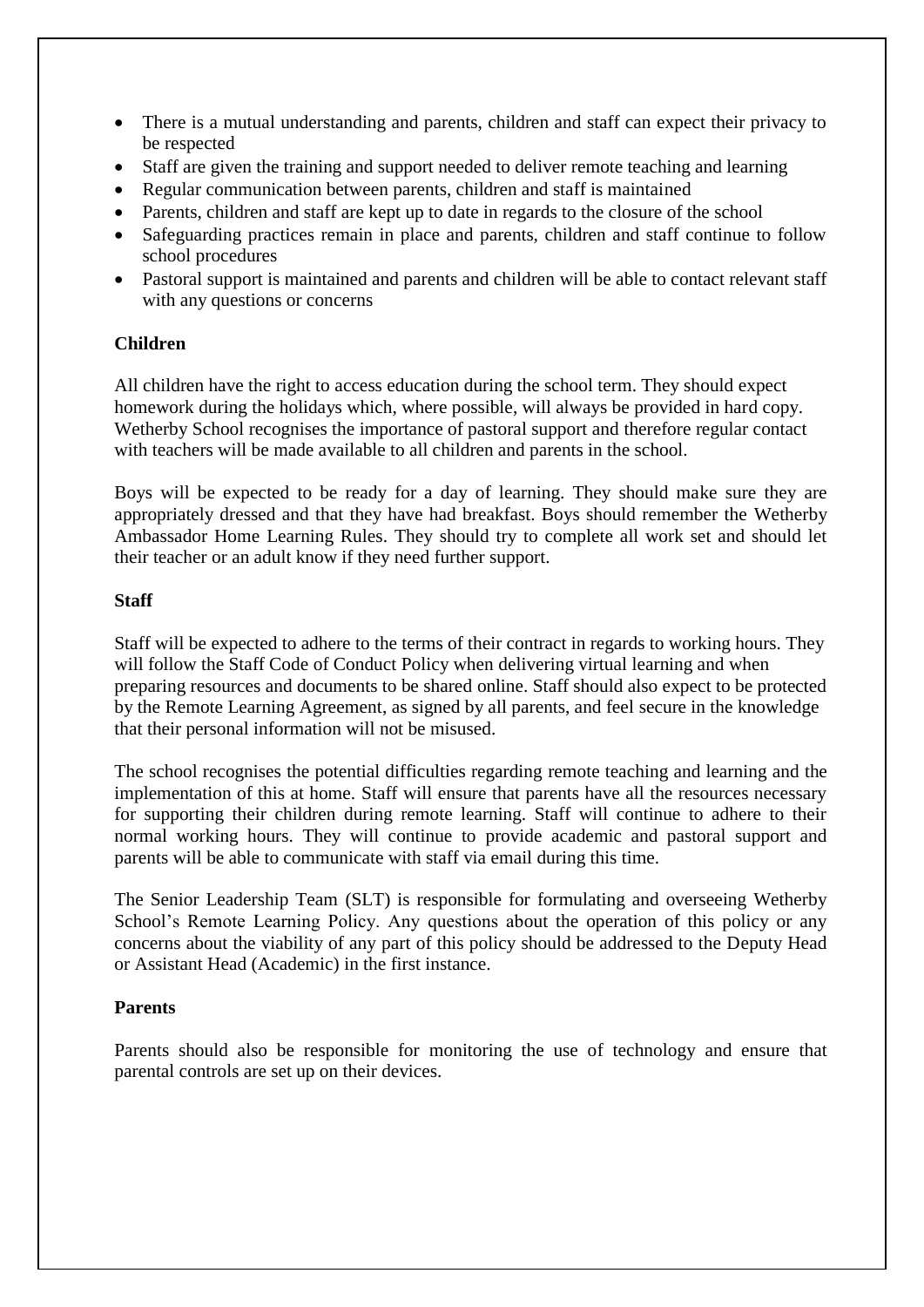- There is a mutual understanding and parents, children and staff can expect their privacy to be respected
- Staff are given the training and support needed to deliver remote teaching and learning
- Regular communication between parents, children and staff is maintained
- Parents, children and staff are kept up to date in regards to the closure of the school
- Safeguarding practices remain in place and parents, children and staff continue to follow school procedures
- Pastoral support is maintained and parents and children will be able to contact relevant staff with any questions or concerns

**Children**

All children have the right to access education during the school term. They should expect homework during the holidays which, where possible, will always be provided in hard copy. Wetherby School recognises the importance of pastoral support and therefore regular contact with teachers will be made available to all children and parents in the school.

Boys will be expected to be ready for a day of learning. They should make sure they are appropriately dressed and that they have had breakfast. Boys should remember the Wetherby Ambassador Home Learning Rules. They should try to complete all work set and should let their teacher or an adult know if they need further support.

**Staff**

Staff will be expected to adhere to the terms of their contract in regards to working hours. They will follow the Staff Code of Conduct Policy when delivering virtual learning and when preparing resources and documents to be shared online. Staff should also expect to be protected by the Remote Learning Agreement, as signed by all parents, and feel secure in the knowledge that their personal information will not be misused.

The school recognises the potential difficulties regarding remote teaching and learning and the implementation of this at home. Staff will ensure that parents have all the resources necessary for supporting their children during remote learning. Staff will continue to adhere to their normal working hours. They will continue to provide academic and pastoral support and parents will be able to communicate with staff via email during this time.

The Senior Leadership Team (SLT) is responsible for formulating and overseeing Wetherby School's Remote Learning Policy. Any questions about the operation of this policy or any concerns about the viability of any part of this policy should be addressed to the Deputy Head or Assistant Head (Academic) in the first instance.

**Parents**

Parents should also be responsible for monitoring the use of technology and ensure that parental controls are set up on their devices.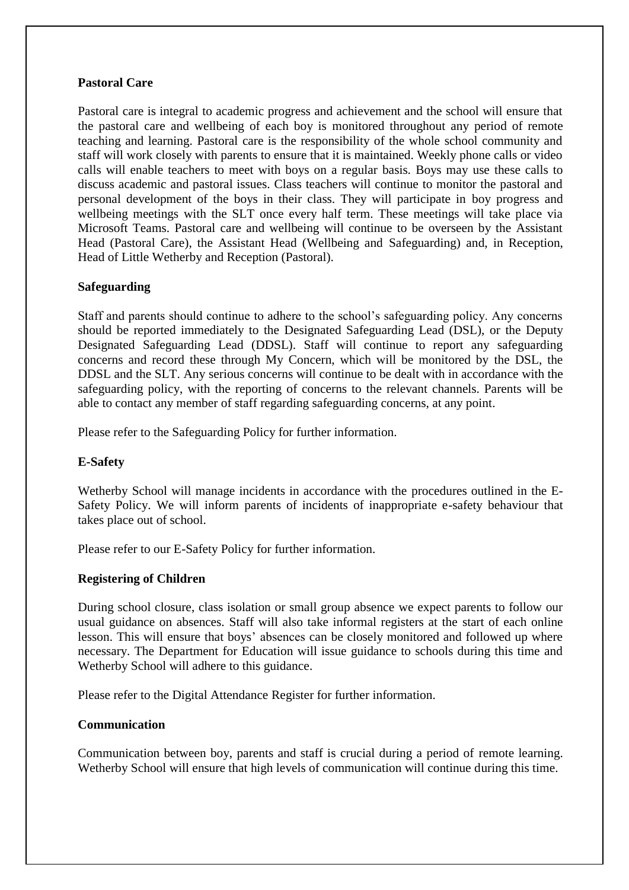**Pastoral Care**

Pastoral care is integral to academic progress and achievement and the school will ensure that the pastoral care and wellbeing of each boy is monitored throughout any period of remote teaching and learning. Pastoral care is the responsibility of the whole school community and staff will work closely with parents to ensure that it is maintained. Weekly phone calls or video calls will enable teachers to meet with boys on a regular basis. Boys may use these calls to discuss academic and pastoral issues. Class teachers will continue to monitor the pastoral and personal development of the boys in their class. They will participate in boy progress and wellbeing meetings with the SLT once every half term. These meetings will take place via Microsoft Teams. Pastoral care and wellbeing will continue to be overseen by the Assistant Head (Pastoral Care), the Assistant Head (Wellbeing and Safeguarding) and, in Reception, Head of Little Wetherby and Reception (Pastoral).

**Safeguarding**

Staff and parents should continue to adhere to the school's safeguarding policy. Any concerns should be reported immediately to the Designated Safeguarding Lead (DSL), or the Deputy Designated Safeguarding Lead (DDSL). Staff will continue to report any safeguarding concerns and record these through My Concern, which will be monitored by the DSL, the DDSL and the SLT. Any serious concerns will continue to be dealt with in accordance with the safeguarding policy, with the reporting of concerns to the relevant channels. Parents will be able to contact any member of staff regarding safeguarding concerns, at any point.

Please refer to the Safeguarding Policy for further information.

**E-Safety**

Wetherby School will manage incidents in accordance with the procedures outlined in the E-Safety Policy. We will inform parents of incidents of inappropriate e-safety behaviour that takes place out of school.

Please refer to our E-Safety Policy for further information.

**Registering of Children**

During school closure, class isolation or small group absence we expect parents to follow our usual guidance on absences. Staff will also take informal registers at the start of each online lesson. This will ensure that boys' absences can be closely monitored and followed up where necessary. The Department for Education will issue guidance to schools during this time and Wetherby School will adhere to this guidance.

Please refer to the Digital Attendance Register for further information.

**Communication**

Communication between boy, parents and staff is crucial during a period of remote learning. Wetherby School will ensure that high levels of communication will continue during this time.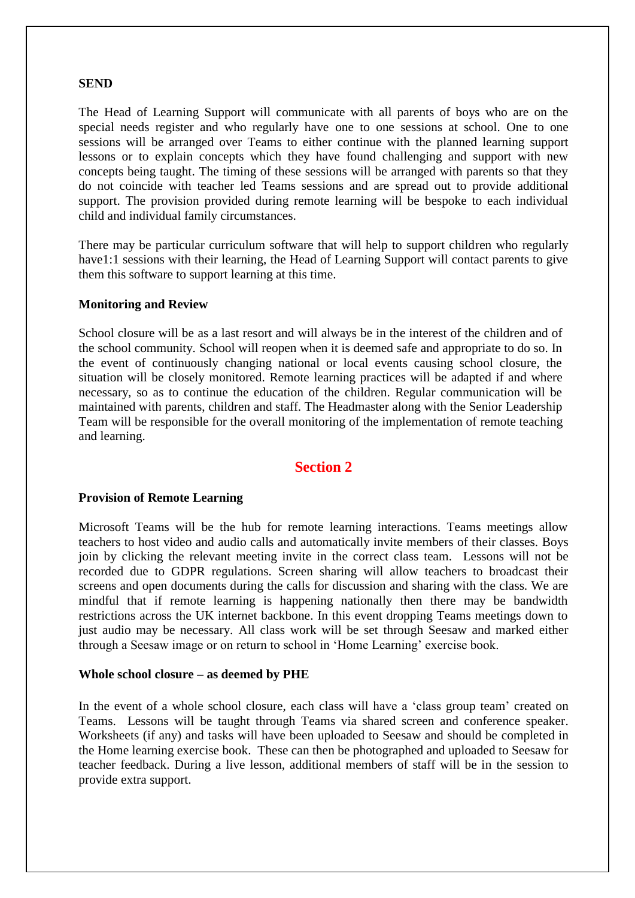**SEND**

The Head of Learning Support will communicate with all parents of boys who are on the special needs register and who regularly have one to one sessions at school. One to one sessions will be arranged over Teams to either continue with the planned learning support lessons or to explain concepts which they have found challenging and support with new concepts being taught. The timing of these sessions will be arranged with parents so that they do not coincide with teacher led Teams sessions and are spread out to provide additional support. The provision provided during remote learning will be bespoke to each individual child and individual family circumstances.

There may be particular curriculum software that will help to support children who regularly have1:1 sessions with their learning, the Head of Learning Support will contact parents to give them this software to support learning at this time.

**Monitoring and Review**

School closure will be as a last resort and will always be in the interest of the children and of the school community. School will reopen when it is deemed safe and appropriate to do so. In the event of continuously changing national or local events causing school closure, the situation will be closely monitored. Remote learning practices will be adapted if and where necessary, so as to continue the education of the children. Regular communication will be maintained with parents, children and staff. The Headmaster along with the Senior Leadership Team will be responsible for the overall monitoring of the implementation of remote teaching and learning.

## Section 2

**Provision of Remote Learning**

Microsoft Teams will be the hub for remote learning interactions. Teams meetings allow teachers to host video and audio calls and automatically invite members of their classes. Boys join by clicking the relevant meeting invite in the correct class team. Lessons will not be recorded due to GDPR regulations. Screen sharing will allow teachers to broadcast their screens and open documents during the calls for discussion and sharing with the class. We are mindful that if remote learning is happening nationally then there may be bandwidth restrictions across the UK internet backbone. In this event dropping Teams meetings down to just audio may be necessary. All class work will be set through Seesaw and marked either through a Seesaw image or on return to school in 'Home Learning' exercise book.

**Whole school closure – as deemed by PHE**

In the event of a whole school closure, each class will have a 'class group team' created on Teams. Lessons will be taught through Teams via shared screen and conference speaker. Worksheets (if any) and tasks will have been uploaded to Seesaw and should be completed in the Home learning exercise book. These can then be photographed and uploaded to Seesaw for teacher feedback. During a live lesson, additional members of staff will be in the session to provide extra support.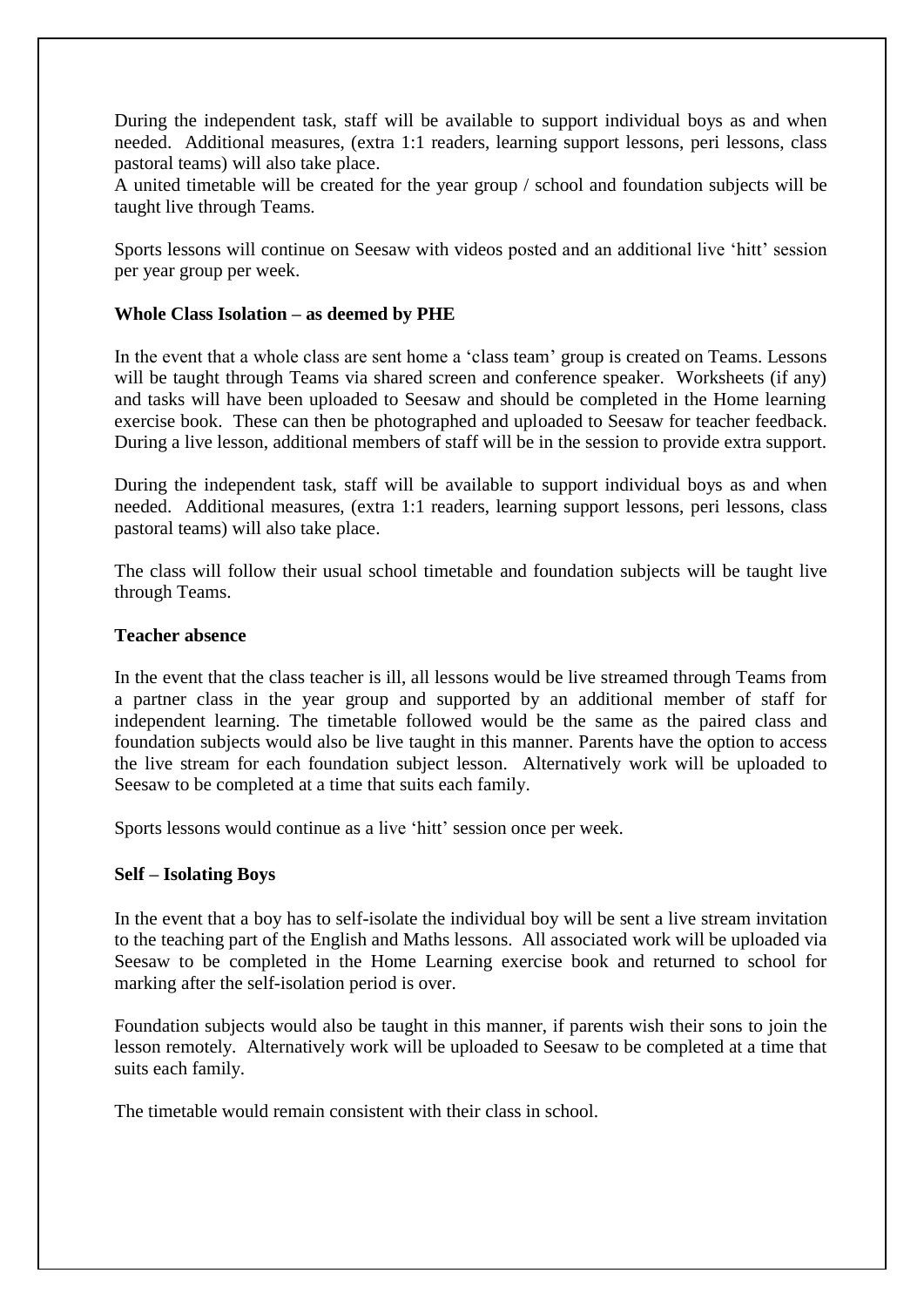During the independent task, staff will be available to support individual boys as and when needed. Additional measures, (extra 1:1 readers, learning support lessons, peri lessons, class pastoral teams) will also take place.
A united timetable will be created for the year group / school and foundation subjects will be taught live through Teams.

Sports lessons will continue on Seesaw with videos posted and an additional live 'hitt' session per year group per week.

**Whole Class Isolation – as deemed by PHE**

In the event that a whole class are sent home a 'class team' group is created on Teams. Lessons will be taught through Teams via shared screen and conference speaker. Worksheets (if any) and tasks will have been uploaded to Seesaw and should be completed in the Home learning exercise book. These can then be photographed and uploaded to Seesaw for teacher feedback. During a live lesson, additional members of staff will be in the session to provide extra support.

During the independent task, staff will be available to support individual boys as and when needed. Additional measures, (extra 1:1 readers, learning support lessons, peri lessons, class pastoral teams) will also take place.

The class will follow their usual school timetable and foundation subjects will be taught live through Teams.

**Teacher absence**

In the event that the class teacher is ill, all lessons would be live streamed through Teams from a partner class in the year group and supported by an additional member of staff for independent learning. The timetable followed would be the same as the paired class and foundation subjects would also be live taught in this manner. Parents have the option to access the live stream for each foundation subject lesson. Alternatively work will be uploaded to Seesaw to be completed at a time that suits each family.

Sports lessons would continue as a live 'hitt' session once per week.

**Self – Isolating Boys**

In the event that a boy has to self-isolate the individual boy will be sent a live stream invitation to the teaching part of the English and Maths lessons. All associated work will be uploaded via Seesaw to be completed in the Home Learning exercise book and returned to school for marking after the self-isolation period is over.

Foundation subjects would also be taught in this manner, if parents wish their sons to join the lesson remotely. Alternatively work will be uploaded to Seesaw to be completed at a time that suits each family.

The timetable would remain consistent with their class in school.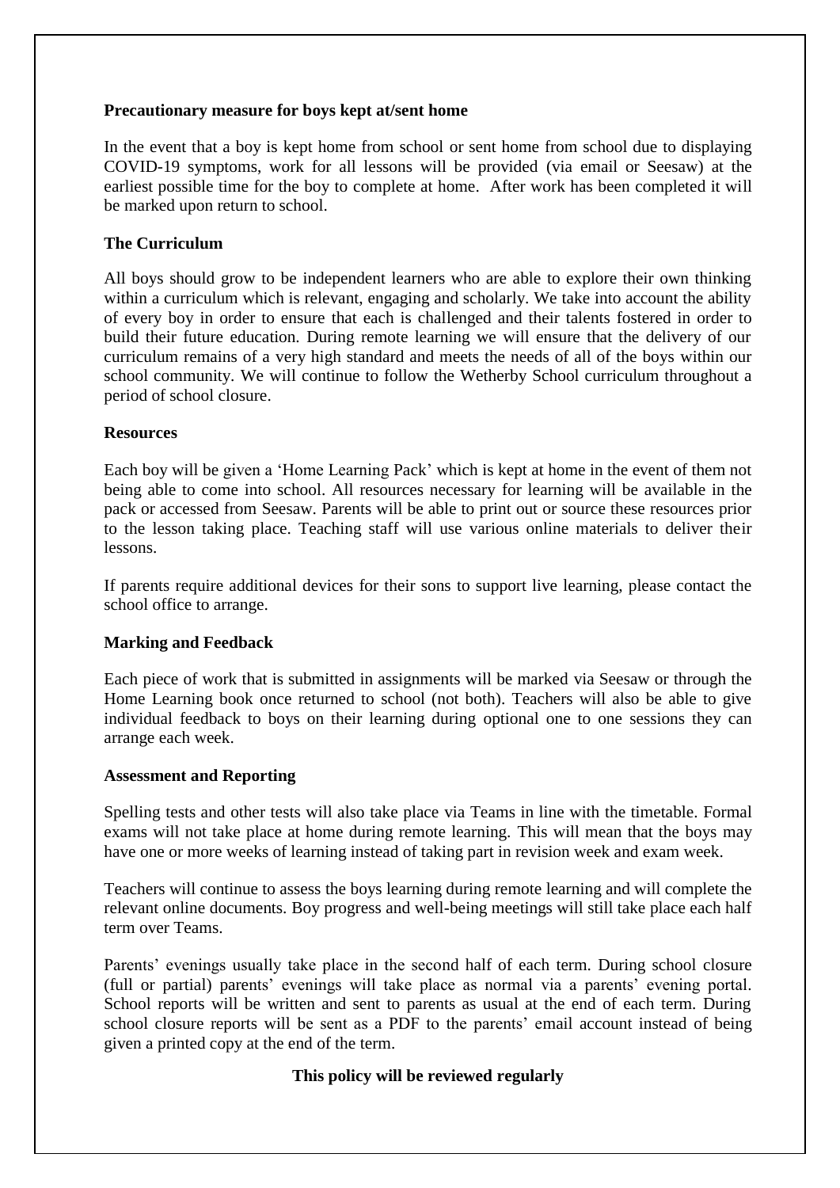**Precautionary measure for boys kept at/sent home**

In the event that a boy is kept home from school or sent home from school due to displaying COVID-19 symptoms, work for all lessons will be provided (via email or Seesaw) at the earliest possible time for the boy to complete at home. After work has been completed it will be marked upon return to school.

**The Curriculum**

All boys should grow to be independent learners who are able to explore their own thinking within a curriculum which is relevant, engaging and scholarly. We take into account the ability of every boy in order to ensure that each is challenged and their talents fostered in order to build their future education. During remote learning we will ensure that the delivery of our curriculum remains of a very high standard and meets the needs of all of the boys within our school community. We will continue to follow the Wetherby School curriculum throughout a period of school closure.

**Resources**

Each boy will be given a 'Home Learning Pack' which is kept at home in the event of them not being able to come into school. All resources necessary for learning will be available in the pack or accessed from Seesaw. Parents will be able to print out or source these resources prior to the lesson taking place. Teaching staff will use various online materials to deliver their lessons.

If parents require additional devices for their sons to support live learning, please contact the school office to arrange.

**Marking and Feedback**

Each piece of work that is submitted in assignments will be marked via Seesaw or through the Home Learning book once returned to school (not both). Teachers will also be able to give individual feedback to boys on their learning during optional one to one sessions they can arrange each week.

**Assessment and Reporting**

Spelling tests and other tests will also take place via Teams in line with the timetable. Formal exams will not take place at home during remote learning. This will mean that the boys may have one or more weeks of learning instead of taking part in revision week and exam week.

Teachers will continue to assess the boys learning during remote learning and will complete the relevant online documents. Boy progress and well-being meetings will still take place each half term over Teams.

Parents' evenings usually take place in the second half of each term. During school closure (full or partial) parents' evenings will take place as normal via a parents' evening portal. School reports will be written and sent to parents as usual at the end of each term. During school closure reports will be sent as a PDF to the parents' email account instead of being given a printed copy at the end of the term.

**This policy will be reviewed regularly**